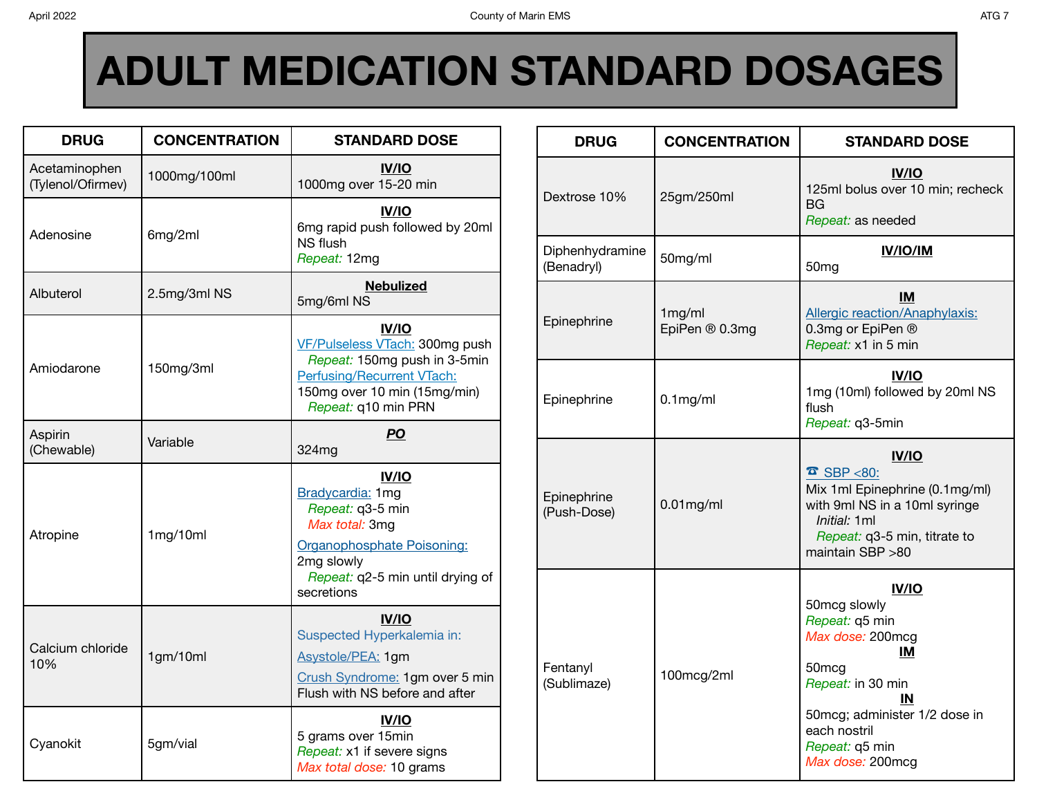// ADULT MEDICATION STANDARD DOSAGES

# ADULT MEDICATION STANDARD DOSAGES

| DRUG | CONCENTRATION | STANDARD DOSE |
|---|---|---|
| Acetaminophen (Tylenol/Ofirmev) | 1000mg/100ml | **IV/IO**<br>1000mg over 15-20 min |
| Adenosine | 6mg/2ml | **IV/IO**<br>6mg rapid push followed by 20ml NS flush<br>*Repeat:* 12mg |
| Albuterol | 2.5mg/3ml NS | **Nebulized**<br>5mg/6ml NS |
| Amiodarone | 150mg/3ml | **IV/IO**<br>VF/Pulseless VTach: 300mg push<br>*Repeat:* 150mg push in 3-5min<br>Perfusing/Recurrent VTach:<br>150mg over 10 min (15mg/min)<br>*Repeat:* q10 min PRN |
| Aspirin (Chewable) | Variable | ***PO***<br>324mg |
| Atropine | 1mg/10ml | **IV/IO**<br>Bradycardia: 1mg<br>*Repeat:* q3-5 min<br>*Max total:* 3mg<br>Organophosphate Poisoning:<br>2mg slowly<br>*Repeat:* q2-5 min until drying of secretions |
| Calcium chloride 10% | 1gm/10ml | **IV/IO**<br>Suspected Hyperkalemia in:<br>Asystole/PEA: 1gm<br>Crush Syndrome: 1gm over 5 min<br>Flush with NS before and after |
| Cyanokit | 5gm/vial | **IV/IO**<br>5 grams over 15min<br>*Repeat:* x1 if severe signs<br>*Max total dose:* 10 grams |
| Dextrose 10% | 25gm/250ml | **IV/IO**<br>125ml bolus over 10 min; recheck BG<br>*Repeat:* as needed |
| Diphenhydramine (Benadryl) | 50mg/ml | **IV/IO/IM**<br>50mg |
| Epinephrine | 1mg/ml<br>EpiPen ® 0.3mg | **IM**<br>Allergic reaction/Anaphylaxis:<br>0.3mg or EpiPen ®<br>*Repeat:* x1 in 5 min |
| Epinephrine | 0.1mg/ml | **IV/IO**<br>1mg (10ml) followed by 20ml NS flush<br>*Repeat:* q3-5min |
| Epinephrine (Push-Dose) | 0.01mg/ml | **IV/IO**<br>☎ SBP <80:<br>Mix 1ml Epinephrine (0.1mg/ml) with 9ml NS in a 10ml syringe<br>*Initial:* 1ml<br>*Repeat:* q3-5 min, titrate to maintain SBP >80 |
| Fentanyl (Sublimaze) | 100mcg/2ml | **IV/IO**<br>50mcg slowly<br>*Repeat:* q5 min<br>*Max dose:* 200mcg<br>**IM**<br>50mcg<br>*Repeat:* in 30 min<br>**IN**<br>50mcg; administer 1/2 dose in each nostril<br>*Repeat:* q5 min<br>*Max dose:* 200mcg |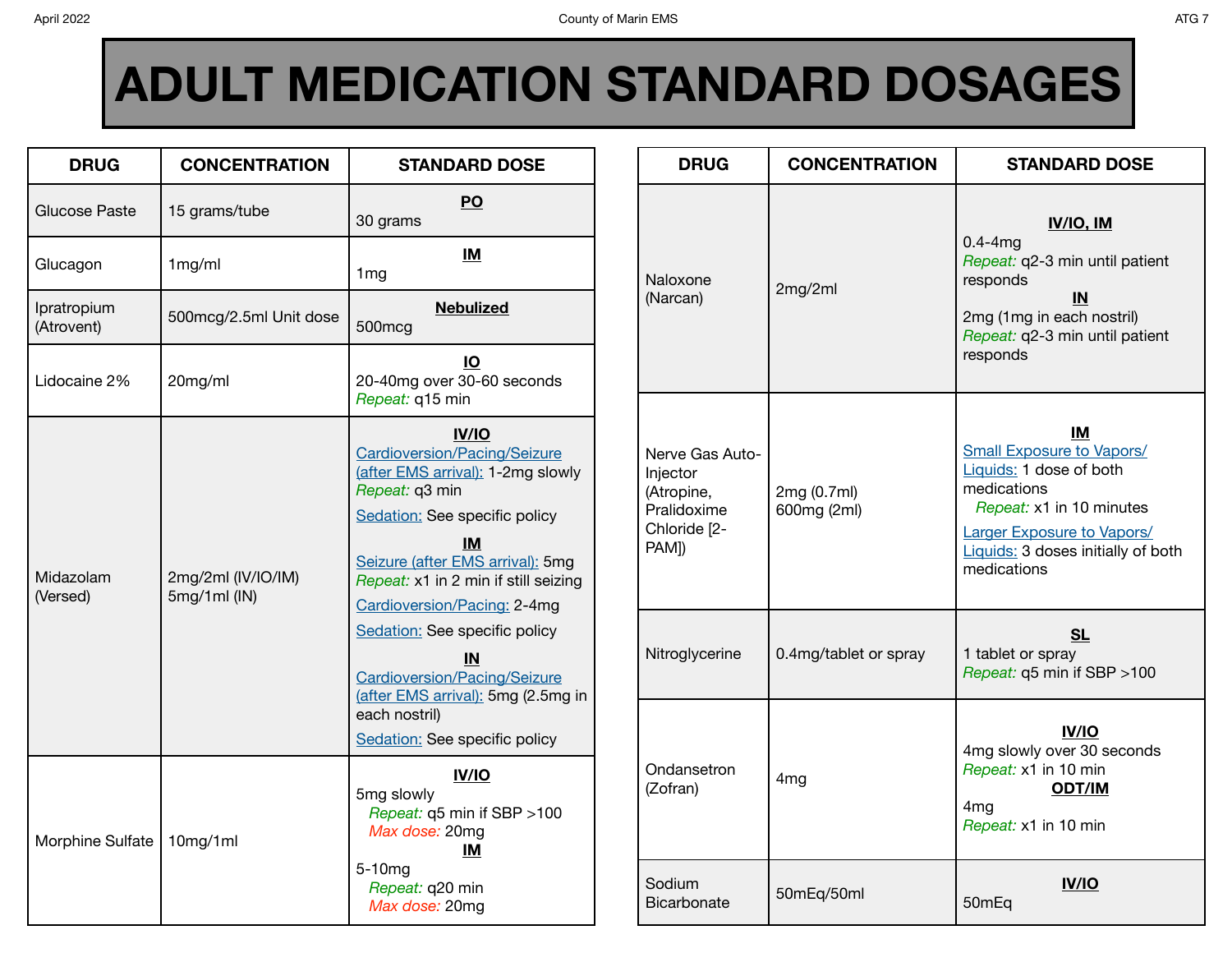# ADULT MEDICATION STANDARD DOSAGES

| DRUG | CONCENTRATION | STANDARD DOSE |
|---|---|---|
| Glucose Paste | 15 grams/tube | **PO**<br>30 grams |
| Glucagon | 1mg/ml | **IM**<br>1mg |
| Ipratropium (Atrovent) | 500mcg/2.5ml Unit dose | **Nebulized**<br>500mcg |
| Lidocaine 2% | 20mg/ml | **IO**<br>20-40mg over 30-60 seconds<br>*Repeat:* q15 min |
| Midazolam (Versed) | 2mg/2ml (IV/IO/IM)<br>5mg/1ml (IN) | **IV/IO**<br>Cardioversion/Pacing/Seizure (after EMS arrival): 1-2mg slowly<br>*Repeat:* q3 min<br>Sedation: See specific policy<br>**IM**<br>Seizure (after EMS arrival): 5mg<br>*Repeat:* x1 in 2 min if still seizing<br>Cardioversion/Pacing: 2-4mg<br>Sedation: See specific policy<br>**IN**<br>Cardioversion/Pacing/Seizure (after EMS arrival): 5mg (2.5mg in each nostril)<br>Sedation: See specific policy |
| Morphine Sulfate | 10mg/1ml | **IV/IO**<br>5mg slowly<br>*Repeat:* q5 min if SBP >100<br>*Max dose:* 20mg<br>**IM**<br>5-10mg<br>*Repeat:* q20 min<br>*Max dose:* 20mg |

| DRUG | CONCENTRATION | STANDARD DOSE |
|---|---|---|
| Naloxone (Narcan) | 2mg/2ml | **IV/IO, IM**<br>0.4-4mg<br>*Repeat:* q2-3 min until patient responds<br>**IN**<br>2mg (1mg in each nostril)<br>*Repeat:* q2-3 min until patient responds |
| Nerve Gas Auto-Injector (Atropine, Pralidoxime Chloride [2-PAM]) | 2mg (0.7ml)<br>600mg (2ml) | **IM**<br>Small Exposure to Vapors/ Liquids: 1 dose of both medications<br>*Repeat:* x1 in 10 minutes<br>Larger Exposure to Vapors/ Liquids: 3 doses initially of both medications |
| Nitroglycerine | 0.4mg/tablet or spray | **SL**<br>1 tablet or spray<br>*Repeat:* q5 min if SBP >100 |
| Ondansetron (Zofran) | 4mg | **IV/IO**<br>4mg slowly over 30 seconds<br>*Repeat:* x1 in 10 min<br>**ODT/IM**<br>4mg<br>*Repeat:* x1 in 10 min |
| Sodium Bicarbonate | 50mEq/50ml | **IV/IO**<br>50mEq |